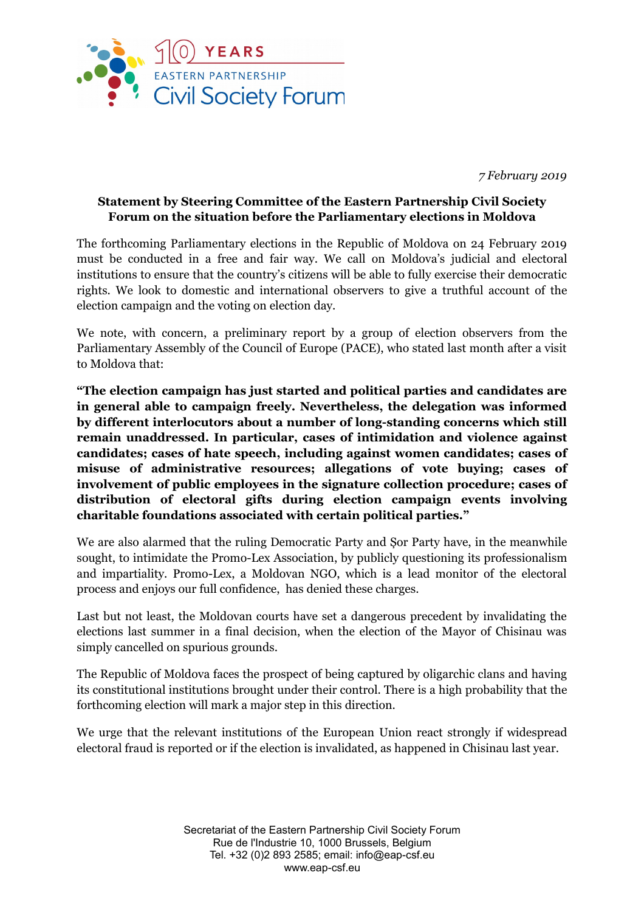10 YEARS
EASTERN PARTNERSHIP
Civil Society Forum

*7 February 2019*

**Statement by Steering Committee of the Eastern Partnership Civil Society Forum on the situation before the Parliamentary elections in Moldova**

The forthcoming Parliamentary elections in the Republic of Moldova on 24 February 2019 must be conducted in a free and fair way. We call on Moldova's judicial and electoral institutions to ensure that the country's citizens will be able to fully exercise their democratic rights. We look to domestic and international observers to give a truthful account of the election campaign and the voting on election day.

We note, with concern, a preliminary report by a group of election observers from the Parliamentary Assembly of the Council of Europe (PACE), who stated last month after a visit to Moldova that:

**"The election campaign has just started and political parties and candidates are in general able to campaign freely. Nevertheless, the delegation was informed by different interlocutors about a number of long-standing concerns which still remain unaddressed. In particular, cases of intimidation and violence against candidates; cases of hate speech, including against women candidates; cases of misuse of administrative resources; allegations of vote buying; cases of involvement of public employees in the signature collection procedure; cases of distribution of electoral gifts during election campaign events involving charitable foundations associated with certain political parties."**

We are also alarmed that the ruling Democratic Party and Șor Party have, in the meanwhile sought, to intimidate the Promo-Lex Association, by publicly questioning its professionalism and impartiality. Promo-Lex, a Moldovan NGO, which is a lead monitor of the electoral process and enjoys our full confidence, has denied these charges.

Last but not least, the Moldovan courts have set a dangerous precedent by invalidating the elections last summer in a final decision, when the election of the Mayor of Chisinau was simply cancelled on spurious grounds.

The Republic of Moldova faces the prospect of being captured by oligarchic clans and having its constitutional institutions brought under their control. There is a high probability that the forthcoming election will mark a major step in this direction.

We urge that the relevant institutions of the European Union react strongly if widespread electoral fraud is reported or if the election is invalidated, as happened in Chisinau last year.

Secretariat of the Eastern Partnership Civil Society Forum
Rue de l'Industrie 10, 1000 Brussels, Belgium
Tel. +32 (0)2 893 2585; email: info@eap-csf.eu
www.eap-csf.eu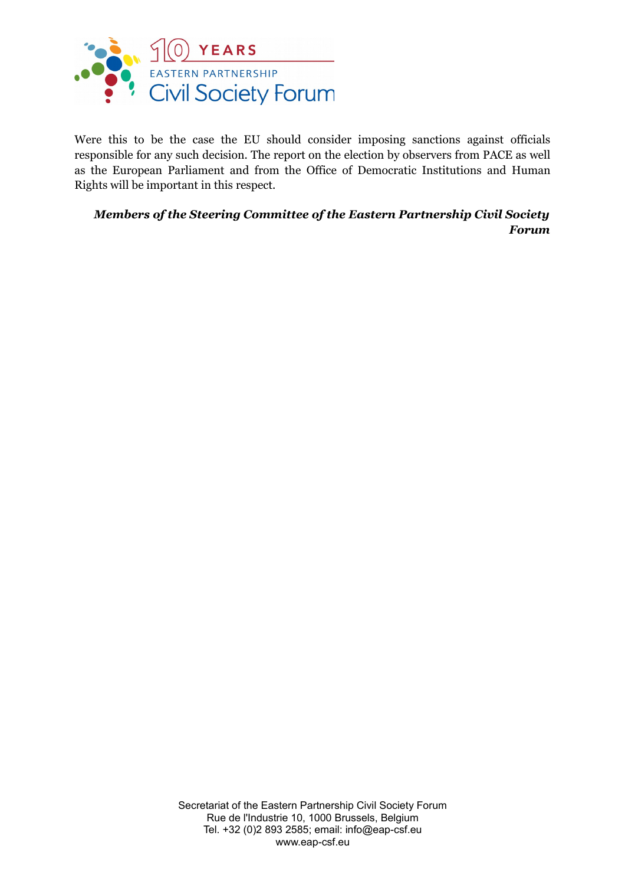Were this to be the case the EU should consider imposing sanctions against officials responsible for any such decision. The report on the election by observers from PACE as well as the European Parliament and from the Office of Democratic Institutions and Human Rights will be important in this respect.

***Members of the Steering Committee of the Eastern Partnership Civil Society Forum***